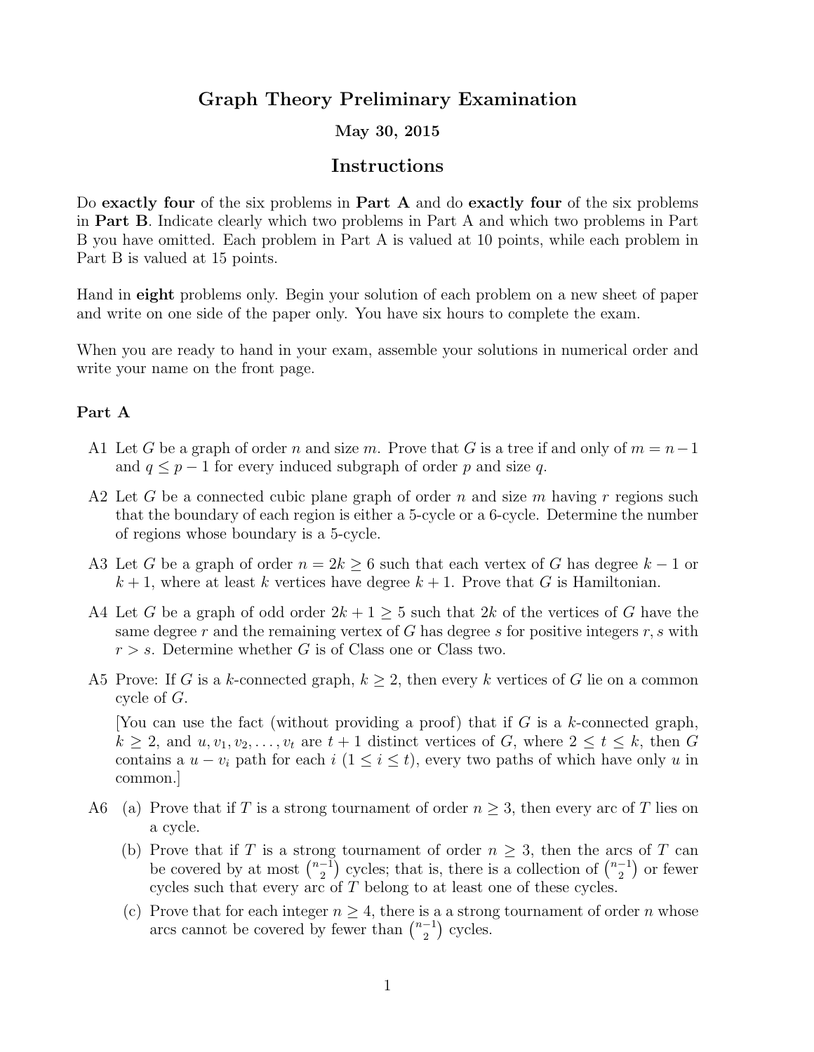# Graph Theory Preliminary Examination

**May 30, 2015**

## Instructions

Do **exactly four** of the six problems in **Part A** and do **exactly four** of the six problems in **Part B**. Indicate clearly which two problems in Part A and which two problems in Part B you have omitted. Each problem in Part A is valued at 10 points, while each problem in Part B is valued at 15 points.

Hand in **eight** problems only. Begin your solution of each problem on a new sheet of paper and write on one side of the paper only. You have six hours to complete the exam.

When you are ready to hand in your exam, assemble your solutions in numerical order and write your name on the front page.

### Part A

A1 Let $G$ be a graph of order $n$ and size $m$. Prove that $G$ is a tree if and only of $m = n-1$ and $q \leq p-1$ for every induced subgraph of order $p$ and size $q$.

A2 Let $G$ be a connected cubic plane graph of order $n$ and size $m$ having $r$ regions such that the boundary of each region is either a 5-cycle or a 6-cycle. Determine the number of regions whose boundary is a 5-cycle.

A3 Let $G$ be a graph of order $n = 2k \geq 6$ such that each vertex of $G$ has degree $k-1$ or $k+1$, where at least $k$ vertices have degree $k+1$. Prove that $G$ is Hamiltonian.

A4 Let $G$ be a graph of odd order $2k+1 \geq 5$ such that $2k$ of the vertices of $G$ have the same degree $r$ and the remaining vertex of $G$ has degree $s$ for positive integers $r, s$ with $r > s$. Determine whether $G$ is of Class one or Class two.

A5 Prove: If $G$ is a $k$-connected graph, $k \geq 2$, then every $k$ vertices of $G$ lie on a common cycle of $G$.

[You can use the fact (without providing a proof) that if $G$ is a $k$-connected graph, $k \geq 2$, and $u, v_1, v_2, \ldots, v_t$ are $t+1$ distinct vertices of $G$, where $2 \leq t \leq k$, then $G$ contains a $u - v_i$ path for each $i$ ($1 \leq i \leq t$), every two paths of which have only $u$ in common.]

A6 (a) Prove that if $T$ is a strong tournament of order $n \geq 3$, then every arc of $T$ lies on a cycle.

(b) Prove that if $T$ is a strong tournament of order $n \geq 3$, then the arcs of $T$ can be covered by at most $\binom{n-1}{2}$ cycles; that is, there is a collection of $\binom{n-1}{2}$ or fewer cycles such that every arc of $T$ belong to at least one of these cycles.

(c) Prove that for each integer $n \geq 4$, there is a a strong tournament of order $n$ whose arcs cannot be covered by fewer than $\binom{n-1}{2}$ cycles.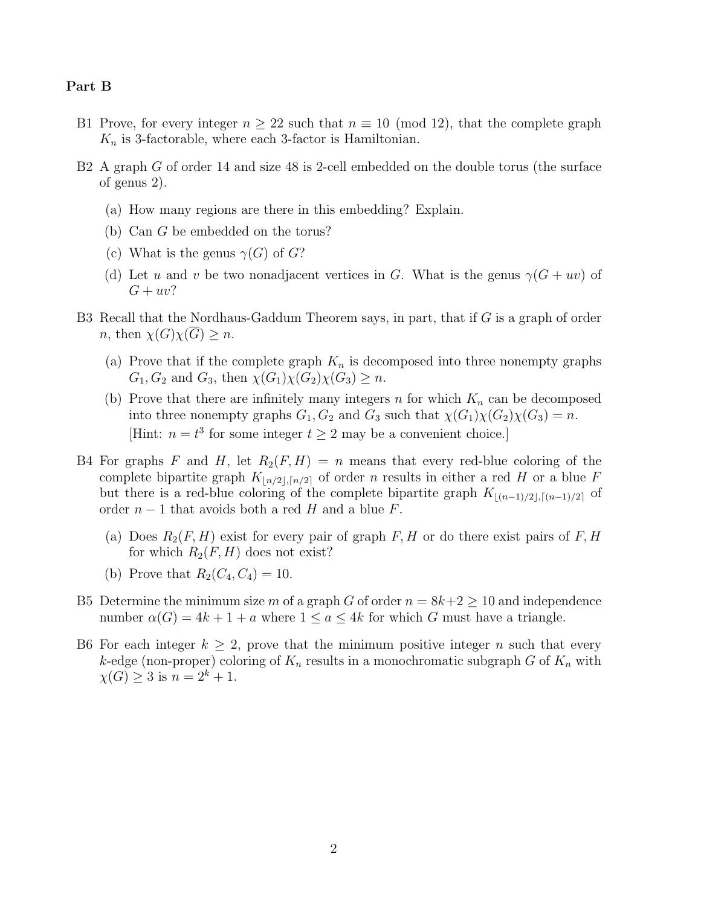## Part B

B1 Prove, for every integer $n \geq 22$ such that $n \equiv 10 \pmod{12}$, that the complete graph $K_n$ is 3-factorable, where each 3-factor is Hamiltonian.

B2 A graph $G$ of order 14 and size 48 is 2-cell embedded on the double torus (the surface of genus 2).

(a) How many regions are there in this embedding? Explain.

(b) Can $G$ be embedded on the torus?

(c) What is the genus $\gamma(G)$ of $G$?

(d) Let $u$ and $v$ be two nonadjacent vertices in $G$. What is the genus $\gamma(G + uv)$ of $G + uv$?

B3 Recall that the Nordhaus-Gaddum Theorem says, in part, that if $G$ is a graph of order $n$, then $\chi(G)\chi(\overline{G}) \geq n$.

(a) Prove that if the complete graph $K_n$ is decomposed into three nonempty graphs $G_1, G_2$ and $G_3$, then $\chi(G_1)\chi(G_2)\chi(G_3) \geq n$.

(b) Prove that there are infinitely many integers $n$ for which $K_n$ can be decomposed into three nonempty graphs $G_1, G_2$ and $G_3$ such that $\chi(G_1)\chi(G_2)\chi(G_3) = n$. [Hint: $n = t^3$ for some integer $t \geq 2$ may be a convenient choice.]

B4 For graphs $F$ and $H$, let $R_2(F, H) = n$ means that every red-blue coloring of the complete bipartite graph $K_{\lfloor n/2 \rfloor, \lceil n/2 \rceil}$ of order $n$ results in either a red $H$ or a blue $F$ but there is a red-blue coloring of the complete bipartite graph $K_{\lfloor (n-1)/2 \rfloor, \lceil (n-1)/2 \rceil}$ of order $n - 1$ that avoids both a red $H$ and a blue $F$.

(a) Does $R_2(F, H)$ exist for every pair of graph $F, H$ or do there exist pairs of $F, H$ for which $R_2(F, H)$ does not exist?

(b) Prove that $R_2(C_4, C_4) = 10$.

B5 Determine the minimum size $m$ of a graph $G$ of order $n = 8k+2 \geq 10$ and independence number $\alpha(G) = 4k + 1 + a$ where $1 \leq a \leq 4k$ for which $G$ must have a triangle.

B6 For each integer $k \geq 2$, prove that the minimum positive integer $n$ such that every $k$-edge (non-proper) coloring of $K_n$ results in a monochromatic subgraph $G$ of $K_n$ with $\chi(G) \geq 3$ is $n = 2^k + 1$.